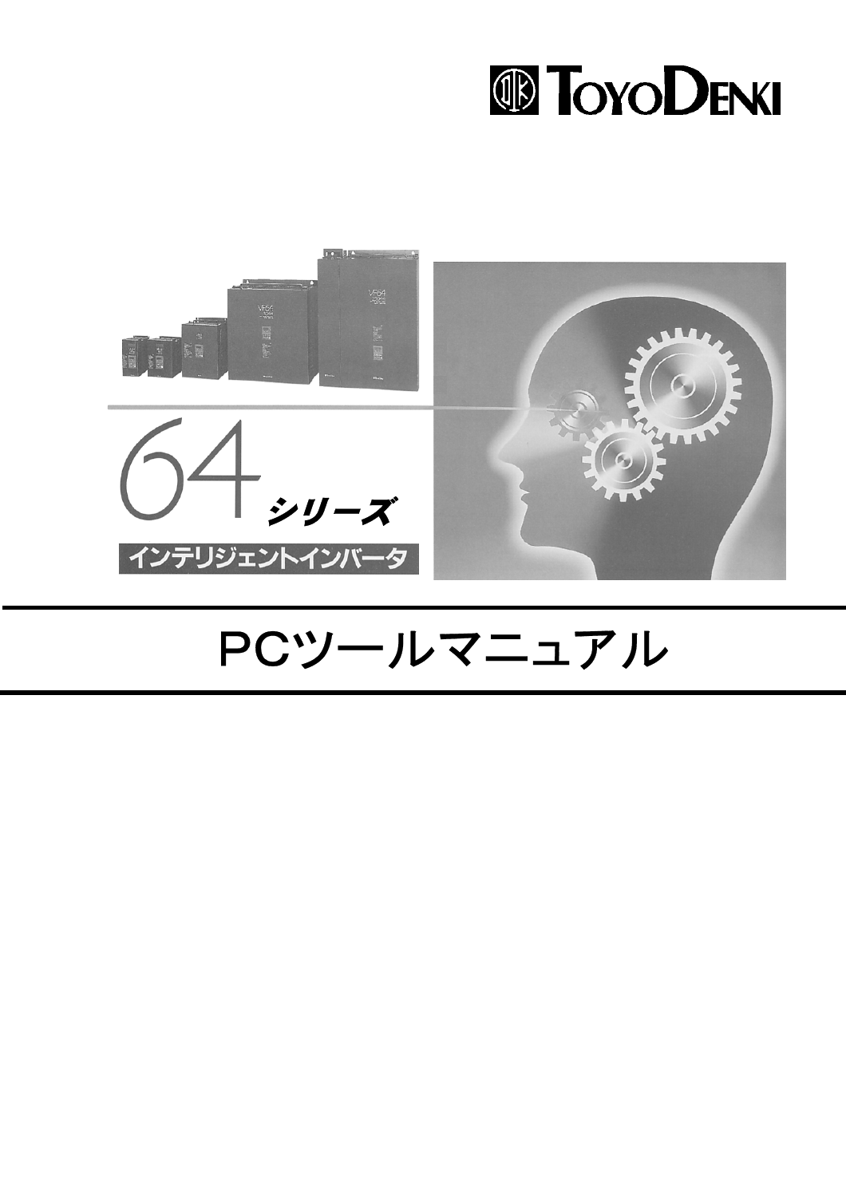TOYODENKI

64 シリーズ

インテリジェントインバータ

# PCツールマニュアル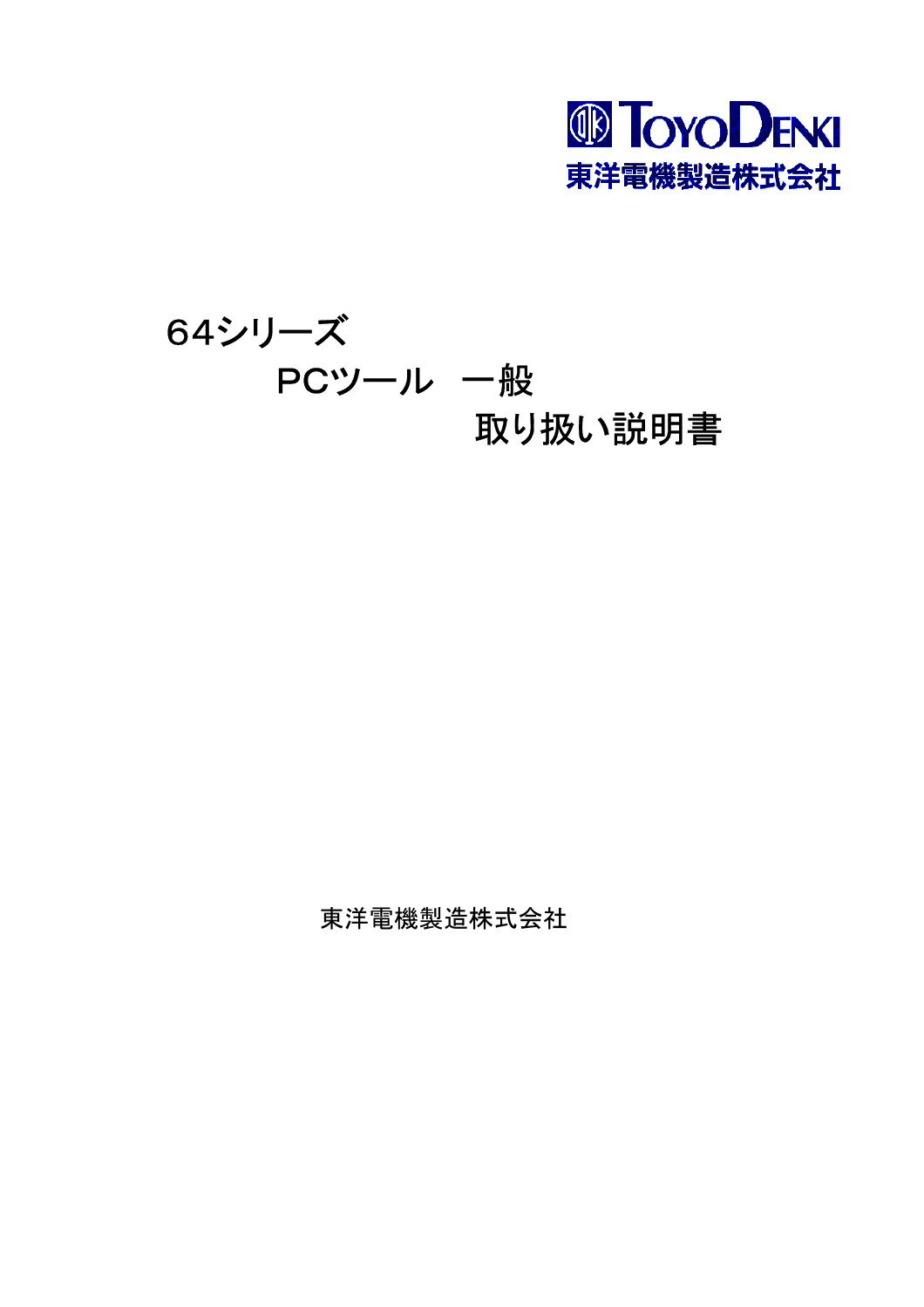TOYODENKI
東洋電機製造株式会社

# ６４シリーズ
# PCツール　一般
# 取り扱い説明書

東洋電機製造株式会社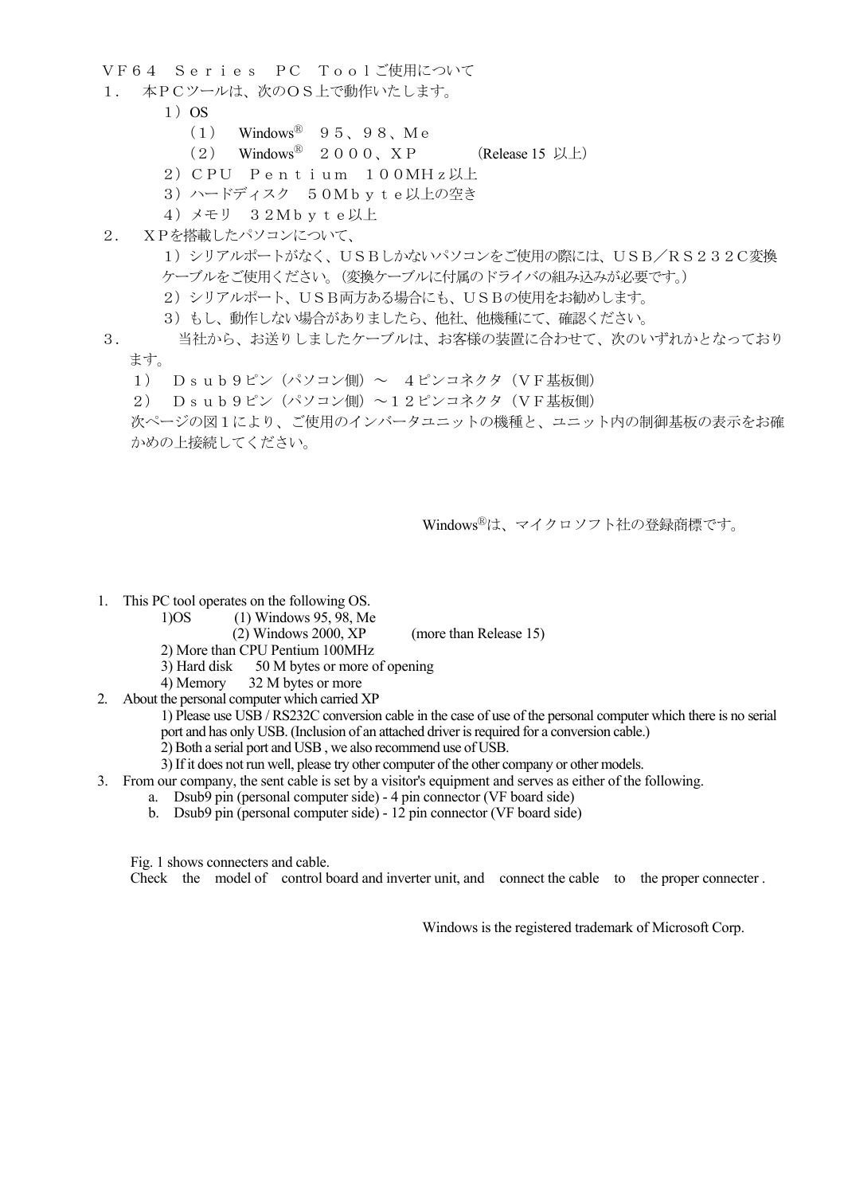ＶＦ６４　Ｓｅｒｉｅｓ　ＰＣ　Ｔｏｏｌご使用について

１．　本ＰＣツールは、次のＯＳ上で動作いたします。

１）OS

（１）　Windows® ９５、９８、Ｍｅ

（２）　Windows® ２０００、ＸＰ　　　（Release 15 以上）

２）ＣＰＵ　Ｐｅｎｔｉｕｍ　１００ＭＨｚ以上

３）ハードディスク　５０Ｍｂｙｔｅ以上の空き

４）メモリ　３２Ｍｂｙｔｅ以上

２．　ＸＰを搭載したパソコンについて、

１）シリアルポートがなく、ＵＳＢしかないパソコンをご使用の際には、ＵＳＢ／ＲＳ２３２Ｃ変換ケーブルをご使用ください。（変換ケーブルに付属のドライバの組み込みが必要です。）

２）シリアルポート、ＵＳＢ両方ある場合にも、ＵＳＢの使用をお勧めします。

３）もし、動作しない場合がありましたら、他社、他機種にて、確認ください。

３．　当社から、お送りしましたケーブルは、お客様の装置に合わせて、次のいずれかとなっております。

１）　Ｄｓｕｂ９ピン（パソコン側）～　４ピンコネクタ（ＶＦ基板側）

２）　Ｄｓｕｂ９ピン（パソコン側）～１２ピンコネクタ（ＶＦ基板側）

次ページの図１により、ご使用のインバータユニットの機種と、ユニット内の制御基板の表示をお確かめの上接続してください。

Windows®は、マイクロソフト社の登録商標です。

1. This PC tool operates on the following OS.
   - 1)OS　(1) Windows 95, 98, Me
   - (2) Windows 2000, XP　(more than Release 15)
   - 2) More than CPU Pentium 100MHz
   - 3) Hard disk　50 M bytes or more of opening
   - 4) Memory　32 M bytes or more
2. About the personal computer which carried XP
   - 1) Please use USB / RS232C conversion cable in the case of use of the personal computer which there is no serial port and has only USB. (Inclusion of an attached driver is required for a conversion cable.)
   - 2) Both a serial port and USB , we also recommend use of USB.
   - 3) If it does not run well, please try other computer of the other company or other models.
3. From our company, the sent cable is set by a visitor's equipment and serves as either of the following.
   - a. Dsub9 pin (personal computer side) - 4 pin connector (VF board side)
   - b. Dsub9 pin (personal computer side) - 12 pin connector (VF board side)

Fig. 1 shows connecters and cable.
Check the model of control board and inverter unit, and connect the cable to the proper connecter .

Windows is the registered trademark of Microsoft Corp.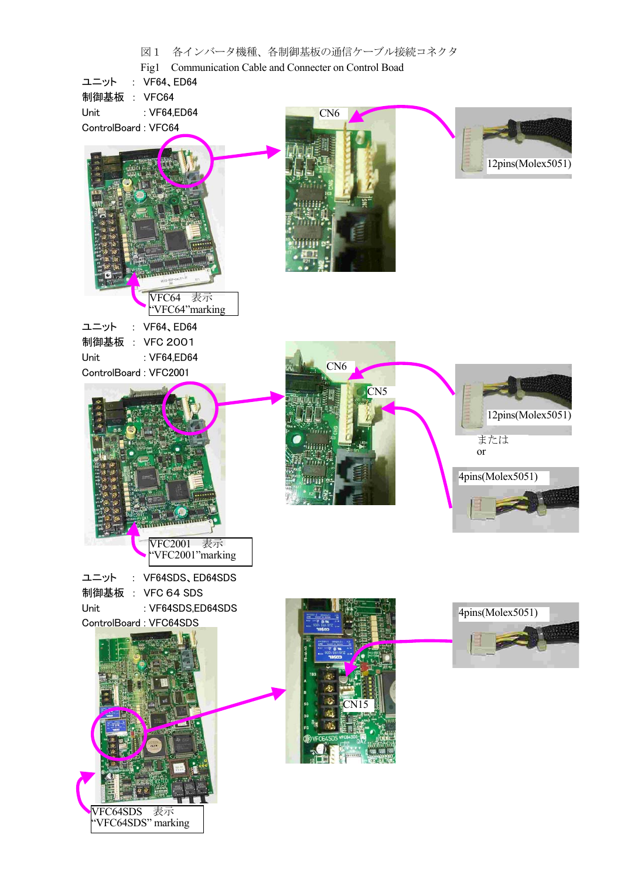図１　各インバータ機種、各制御基板の通信ケーブル接続コネクタ

Fig1　Communication Cable and Connecter on Control Boad

ユニット　：　VF64、ED64
制御基板　：　VFC64
Unit　　　　：VF64,ED64
ControlBoard：VFC64

CN6

12pins(Molex5051)

VFC64　表示
"VFC64"marking

ユニット　：　VF64、ED64
制御基板　：　VFC 2001
Unit　　　　：VF64,ED64
ControlBoard：VFC2001

CN6

CN5

12pins(Molex5051)

または
or

4pins(Molex5051)

VFC2001　表示
"VFC2001"marking

ユニット　：　VF64SDS、ED64SDS
制御基板　：　VFC 64 SDS
Unit　　　　：VF64SDS,ED64SDS
ControlBoard：VFC64SDS

4pins(Molex5051)

CN15

VFC64SDS　表示
"VFC64SDS" marking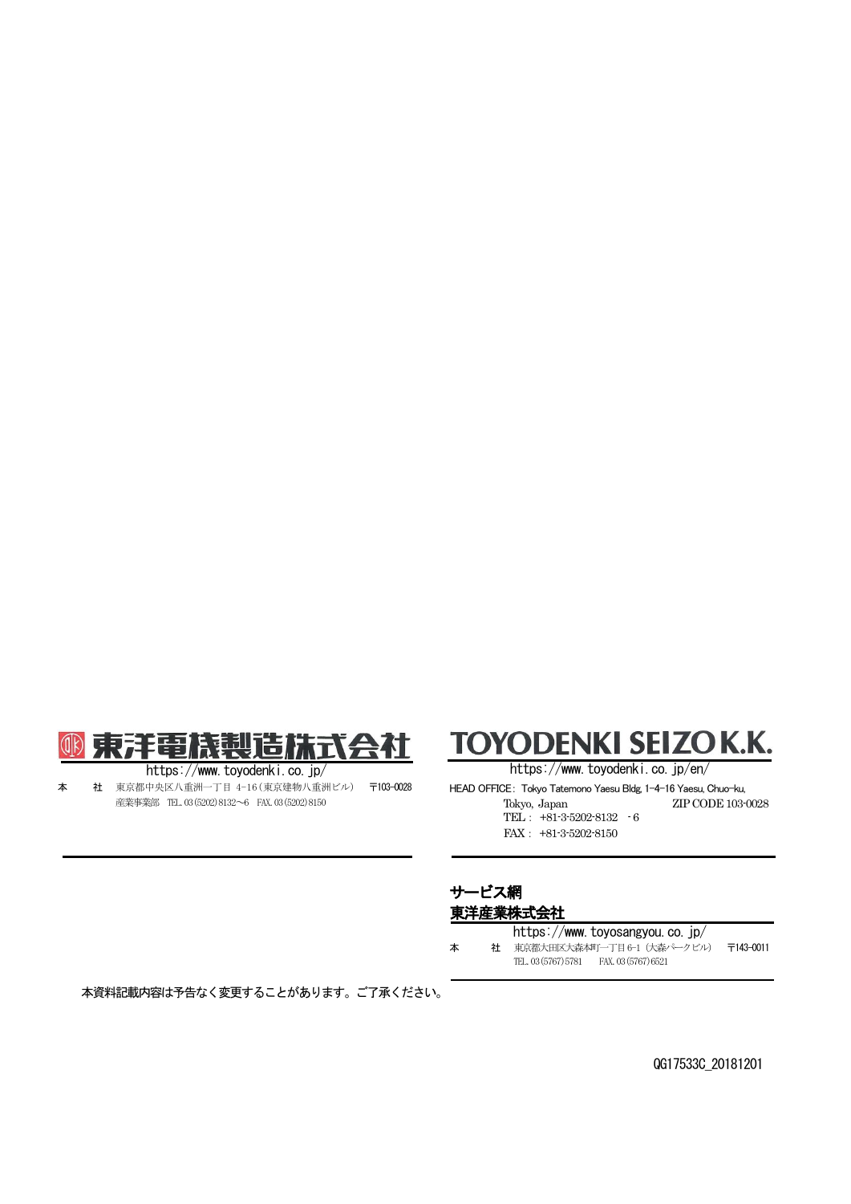**東洋電機製造株式会社**

https://www.toyodenki.co.jp/

本　　社　東京都中央区八重洲一丁目 4-16（東京建物八重洲ビル）　〒103-0028

産業事業部　TEL. 03(5202)8132～6　FAX. 03(5202)8150

**TOYODENKI SEIZO K.K.**

https://www.toyodenki.co.jp/en/

HEAD OFFICE: Tokyo Tatemono Yaesu Bldg, 1-4-16 Yaesu, Chuo-ku,
Tokyo, Japan　ZIP CODE 103-0028
TEL : +81-3-5202-8132 - 6
FAX : +81-3-5202-8150

**サービス網**

**東洋産業株式会社**

https://www.toyosangyou.co.jp/

本　　社　東京都大田区大森本町一丁目 6-1（大森パークビル）　〒143-0011

TEL. 03(5767)5781　FAX. 03(5767)6521

本資料記載内容は予告なく変更することがあります。ご了承ください。

QG17533C_20181201